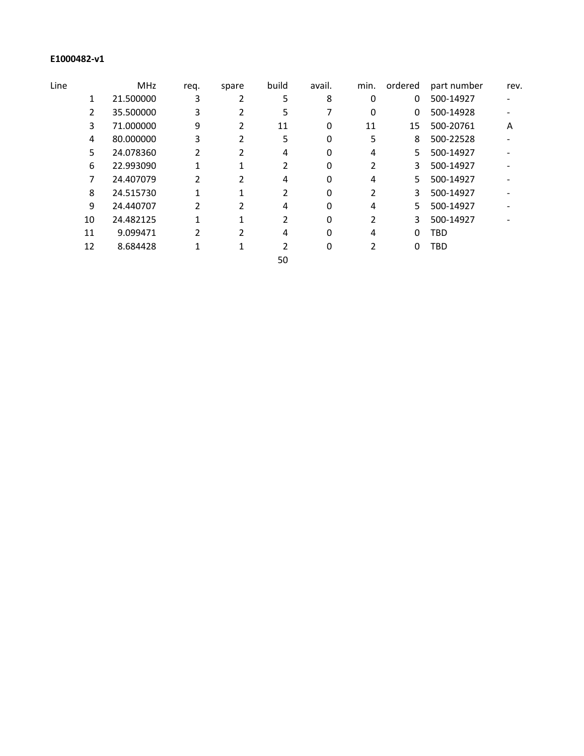**E1000482-v1**

| Line | MHz | req. | spare | build | avail. | min. | ordered | part number | rev. |
|---|---|---|---|---|---|---|---|---|---|
| 1 | 21.500000 | 3 | 2 | 5 | 8 | 0 | 0 | 500-14927 | - |
| 2 | 35.500000 | 3 | 2 | 5 | 7 | 0 | 0 | 500-14928 | - |
| 3 | 71.000000 | 9 | 2 | 11 | 0 | 11 | 15 | 500-20761 | A |
| 4 | 80.000000 | 3 | 2 | 5 | 0 | 5 | 8 | 500-22528 | - |
| 5 | 24.078360 | 2 | 2 | 4 | 0 | 4 | 5 | 500-14927 | - |
| 6 | 22.993090 | 1 | 1 | 2 | 0 | 2 | 3 | 500-14927 | - |
| 7 | 24.407079 | 2 | 2 | 4 | 0 | 4 | 5 | 500-14927 | - |
| 8 | 24.515730 | 1 | 1 | 2 | 0 | 2 | 3 | 500-14927 | - |
| 9 | 24.440707 | 2 | 2 | 4 | 0 | 4 | 5 | 500-14927 | - |
| 10 | 24.482125 | 1 | 1 | 2 | 0 | 2 | 3 | 500-14927 | - |
| 11 | 9.099471 | 2 | 2 | 4 | 0 | 4 | 0 | TBD | |
| 12 | 8.684428 | 1 | 1 | 2 | 0 | 2 | 0 | TBD | |
| | | | | 50 | | | | | |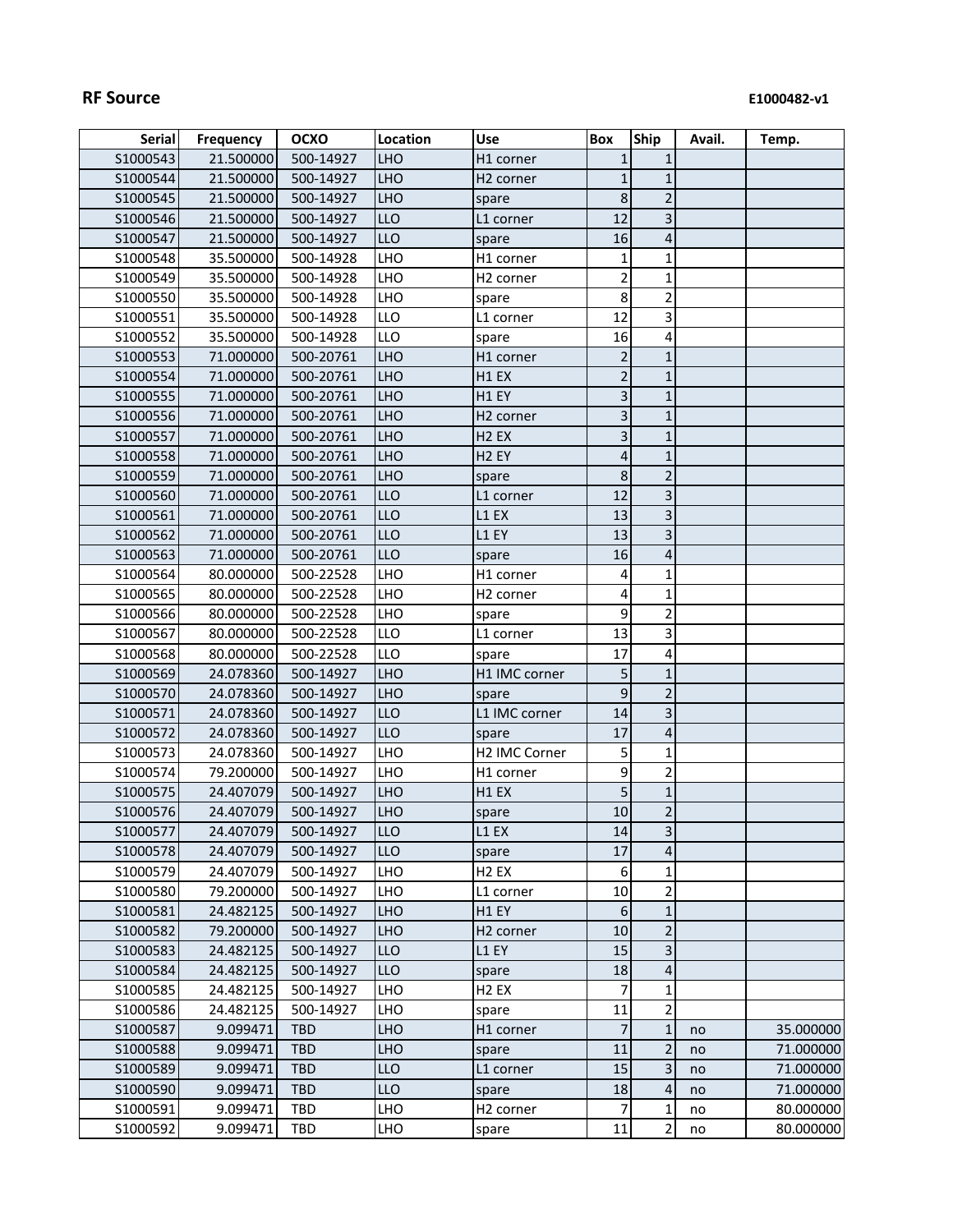## RF Source

**E1000482-v1**

| Serial | Frequency | OCXO | Location | Use | Box | Ship | Avail. | Temp. |
|---|---|---|---|---|---|---|---|---|
| S1000543 | 21.500000 | 500-14927 | LHO | H1 corner | 1 | 1 | | |
| S1000544 | 21.500000 | 500-14927 | LHO | H2 corner | 1 | 1 | | |
| S1000545 | 21.500000 | 500-14927 | LHO | spare | 8 | 2 | | |
| S1000546 | 21.500000 | 500-14927 | LLO | L1 corner | 12 | 3 | | |
| S1000547 | 21.500000 | 500-14927 | LLO | spare | 16 | 4 | | |
| S1000548 | 35.500000 | 500-14928 | LHO | H1 corner | 1 | 1 | | |
| S1000549 | 35.500000 | 500-14928 | LHO | H2 corner | 2 | 1 | | |
| S1000550 | 35.500000 | 500-14928 | LHO | spare | 8 | 2 | | |
| S1000551 | 35.500000 | 500-14928 | LLO | L1 corner | 12 | 3 | | |
| S1000552 | 35.500000 | 500-14928 | LLO | spare | 16 | 4 | | |
| S1000553 | 71.000000 | 500-20761 | LHO | H1 corner | 2 | 1 | | |
| S1000554 | 71.000000 | 500-20761 | LHO | H1 EX | 2 | 1 | | |
| S1000555 | 71.000000 | 500-20761 | LHO | H1 EY | 3 | 1 | | |
| S1000556 | 71.000000 | 500-20761 | LHO | H2 corner | 3 | 1 | | |
| S1000557 | 71.000000 | 500-20761 | LHO | H2 EX | 3 | 1 | | |
| S1000558 | 71.000000 | 500-20761 | LHO | H2 EY | 4 | 1 | | |
| S1000559 | 71.000000 | 500-20761 | LHO | spare | 8 | 2 | | |
| S1000560 | 71.000000 | 500-20761 | LLO | L1 corner | 12 | 3 | | |
| S1000561 | 71.000000 | 500-20761 | LLO | L1 EX | 13 | 3 | | |
| S1000562 | 71.000000 | 500-20761 | LLO | L1 EY | 13 | 3 | | |
| S1000563 | 71.000000 | 500-20761 | LLO | spare | 16 | 4 | | |
| S1000564 | 80.000000 | 500-22528 | LHO | H1 corner | 4 | 1 | | |
| S1000565 | 80.000000 | 500-22528 | LHO | H2 corner | 4 | 1 | | |
| S1000566 | 80.000000 | 500-22528 | LHO | spare | 9 | 2 | | |
| S1000567 | 80.000000 | 500-22528 | LLO | L1 corner | 13 | 3 | | |
| S1000568 | 80.000000 | 500-22528 | LLO | spare | 17 | 4 | | |
| S1000569 | 24.078360 | 500-14927 | LHO | H1 IMC corner | 5 | 1 | | |
| S1000570 | 24.078360 | 500-14927 | LHO | spare | 9 | 2 | | |
| S1000571 | 24.078360 | 500-14927 | LLO | L1 IMC corner | 14 | 3 | | |
| S1000572 | 24.078360 | 500-14927 | LLO | spare | 17 | 4 | | |
| S1000573 | 24.078360 | 500-14927 | LHO | H2 IMC Corner | 5 | 1 | | |
| S1000574 | 79.200000 | 500-14927 | LHO | H1 corner | 9 | 2 | | |
| S1000575 | 24.407079 | 500-14927 | LHO | H1 EX | 5 | 1 | | |
| S1000576 | 24.407079 | 500-14927 | LHO | spare | 10 | 2 | | |
| S1000577 | 24.407079 | 500-14927 | LLO | L1 EX | 14 | 3 | | |
| S1000578 | 24.407079 | 500-14927 | LLO | spare | 17 | 4 | | |
| S1000579 | 24.407079 | 500-14927 | LHO | H2 EX | 6 | 1 | | |
| S1000580 | 79.200000 | 500-14927 | LHO | L1 corner | 10 | 2 | | |
| S1000581 | 24.482125 | 500-14927 | LHO | H1 EY | 6 | 1 | | |
| S1000582 | 79.200000 | 500-14927 | LHO | H2 corner | 10 | 2 | | |
| S1000583 | 24.482125 | 500-14927 | LLO | L1 EY | 15 | 3 | | |
| S1000584 | 24.482125 | 500-14927 | LLO | spare | 18 | 4 | | |
| S1000585 | 24.482125 | 500-14927 | LHO | H2 EX | 7 | 1 | | |
| S1000586 | 24.482125 | 500-14927 | LHO | spare | 11 | 2 | | |
| S1000587 | 9.099471 | TBD | LHO | H1 corner | 7 | 1 | no | 35.000000 |
| S1000588 | 9.099471 | TBD | LHO | spare | 11 | 2 | no | 71.000000 |
| S1000589 | 9.099471 | TBD | LLO | L1 corner | 15 | 3 | no | 71.000000 |
| S1000590 | 9.099471 | TBD | LLO | spare | 18 | 4 | no | 71.000000 |
| S1000591 | 9.099471 | TBD | LHO | H2 corner | 7 | 1 | no | 80.000000 |
| S1000592 | 9.099471 | TBD | LHO | spare | 11 | 2 | no | 80.000000 |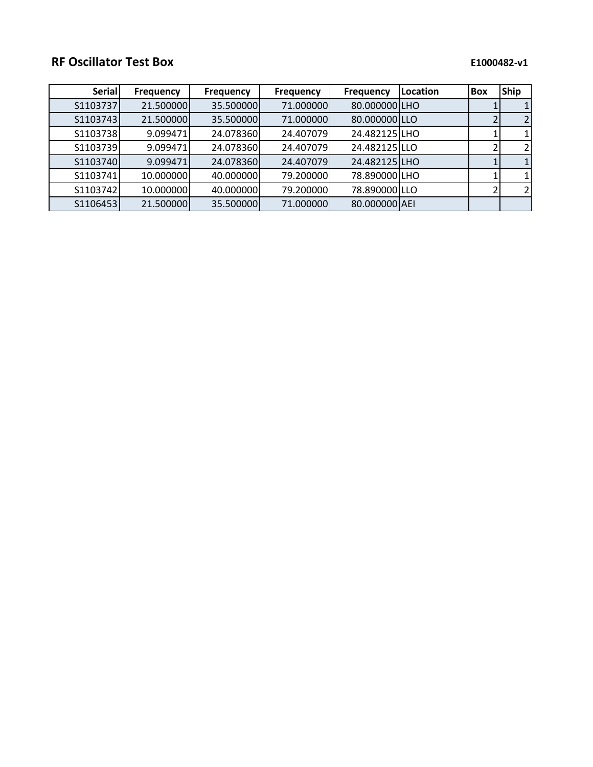**RF Oscillator Test Box**

**E1000482-v1**

| Serial | Frequency | Frequency | Frequency | Frequency | Location | Box | Ship |
|---|---|---|---|---|---|---|---|
| S1103737 | 21.500000 | 35.500000 | 71.000000 | 80.000000 | LHO | 1 | 1 |
| S1103743 | 21.500000 | 35.500000 | 71.000000 | 80.000000 | LLO | 2 | 2 |
| S1103738 | 9.099471 | 24.078360 | 24.407079 | 24.482125 | LHO | 1 | 1 |
| S1103739 | 9.099471 | 24.078360 | 24.407079 | 24.482125 | LLO | 2 | 2 |
| S1103740 | 9.099471 | 24.078360 | 24.407079 | 24.482125 | LHO | 1 | 1 |
| S1103741 | 10.000000 | 40.000000 | 79.200000 | 78.890000 | LHO | 1 | 1 |
| S1103742 | 10.000000 | 40.000000 | 79.200000 | 78.890000 | LLO | 2 | 2 |
| S1106453 | 21.500000 | 35.500000 | 71.000000 | 80.000000 | AEI | | |